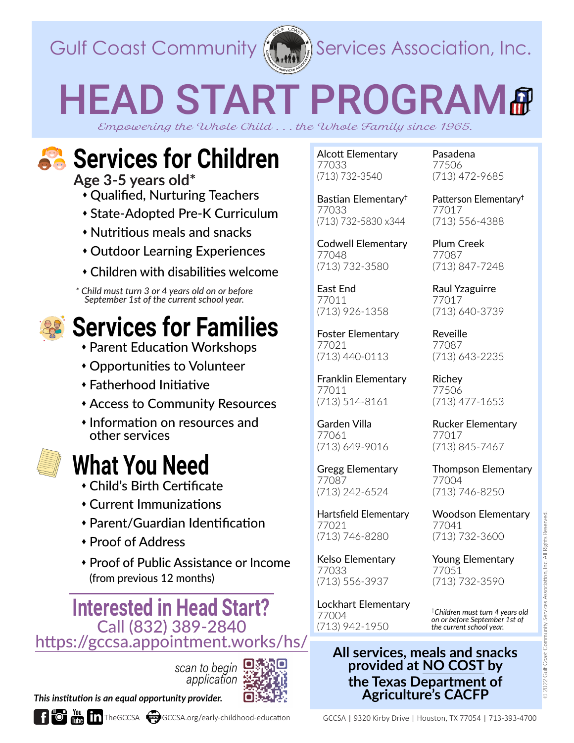Gulf Coast Community Services Association, Inc.

# HEAD START PROGRAM

*Empowering the Whole Child . . . the Whole Family since 1965.*

## Services for Children

**Age 3-5 years old***

- Qualified, Nurturing Teachers
- State-Adopted Pre-K Curriculum
- Nutritious meals and snacks
- Outdoor Learning Experiences
- Children with disabilities welcome

*\* Child must turn 3 or 4 years old on or before September 1st of the current school year.*

## Services for Families

- Parent Education Workshops
- Opportunities to Volunteer
- Fatherhood Initiative
- Access to Community Resources
- Information on resources and other services

## What You Need

- Child's Birth Certificate
- Current Immunizations
- Parent/Guardian Identification
- Proof of Address
- Proof of Public Assistance or Income (from previous 12 months)

## Interested in Head Start?

Call (832) 389-2840

https://gccsa.appointment.works/hs/

*scan to begin application*

***This institution is an equal opportunity provider.***

TheGCCSA | GCCSA.org/early-childhood-education

Alcott Elementary
77033
(713) 732-3540

Bastian Elementary†
77033
(713) 732-5830 x344

Codwell Elementary
77048
(713) 732-3580

East End
77011
(713) 926-1358

Foster Elementary
77021
(713) 440-0113

Franklin Elementary
77011
(713) 514-8161

Garden Villa
77061
(713) 649-9016

Gregg Elementary
77087
(713) 242-6524

Hartsfield Elementary
77021
(713) 746-8280

Kelso Elementary
77033
(713) 556-3937

Lockhart Elementary
77004
(713) 942-1950

Pasadena
77506
(713) 472-9685

Patterson Elementary†
77017
(713) 556-4388

Plum Creek
77087
(713) 847-7248

Raul Yzaguirre
77017
(713) 640-3739

Reveille
77087
(713) 643-2235

Richey
77506
(713) 477-1653

Rucker Elementary
77017
(713) 845-7467

Thompson Elementary
77004
(713) 746-8250

Woodson Elementary
77041
(713) 732-3600

Young Elementary
77051
(713) 732-3590

*† Children must turn 4 years old on or before September 1st of the current school year.*

**All services, meals and snacks provided at NO COST by the Texas Department of Agriculture's CACFP**

GCCSA | 9320 Kirby Drive | Houston, TX 77054 | 713-393-4700

© 2022 Gulf Coast Community Services Association, Inc. All Rights Reserved.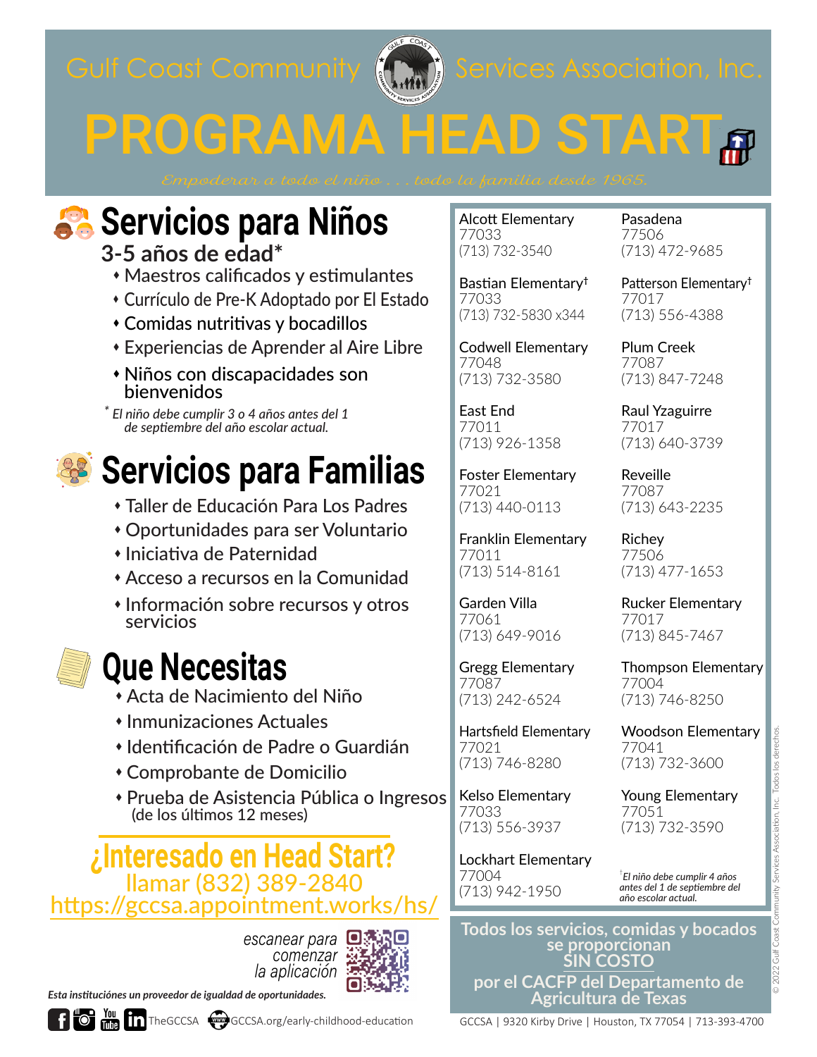Gulf Coast Community Services Association, Inc.

# PROGRAMA HEAD START

*Empoderar a todo el niño . . . todo la familia desde 1965.*

## Servicios para Niños

### 3-5 años de edad*

- Maestros calificados y estimulantes
- Currículo de Pre-K Adoptado por El Estado
- Comidas nutritivas y bocadillos
- Experiencias de Aprender al Aire Libre
- Niños con discapacidades son bienvenidos

*\* El niño debe cumplir 3 o 4 años antes del 1 de septiembre del año escolar actual.*

## Servicios para Familias

- Taller de Educación Para Los Padres
- Oportunidades para ser Voluntario
- Iniciativa de Paternidad
- Acceso a recursos en la Comunidad
- Información sobre recursos y otros servicios

## Que Necesitas

- Acta de Nacimiento del Niño
- Inmunizaciones Actuales
- Identificación de Padre o Guardián
- Comprobante de Domicilio
- Prueba de Asistencia Pública o Ingresos (de los últimos 12 meses)

## ¿Interesado en Head Start?

llamar (832) 389-2840

https://gccsa.appointment.works/hs/

*escanear para comenzar la aplicación*

*Esta instituciónes un proveedor de igualdad de oportunidades.*

TheGCCSA GCCSA.org/early-childhood-education

Alcott Elementary
77033
(713) 732-3540

Bastian Elementary†
77033
(713) 732-5830 x344

Codwell Elementary
77048
(713) 732-3580

East End
77011
(713) 926-1358

Foster Elementary
77021
(713) 440-0113

Franklin Elementary
77011
(713) 514-8161

Garden Villa
77061
(713) 649-9016

Gregg Elementary
77087
(713) 242-6524

Hartsfield Elementary
77021
(713) 746-8280

Kelso Elementary
77033
(713) 556-3937

Lockhart Elementary
77004
(713) 942-1950

Pasadena
77506
(713) 472-9685

Patterson Elementary†
77017
(713) 556-4388

Plum Creek
77087
(713) 847-7248

Raul Yzaguirre
77017
(713) 640-3739

Reveille
77087
(713) 643-2235

Richey
77506
(713) 477-1653

Rucker Elementary
77017
(713) 845-7467

Thompson Elementary
77004
(713) 746-8250

Woodson Elementary
77041
(713) 732-3600

Young Elementary
77051
(713) 732-3590

*† El niño debe cumplir 4 años antes del 1 de septiembre del año escolar actual.*

**Todos los servicios, comidas y bocados se proporcionan SIN COSTO por el CACFP del Departamento de Agricultura de Texas**

GCCSA | 9320 Kirby Drive | Houston, TX 77054 | 713-393-4700

© 2022 Gulf Coast Community Services Association, Inc. Todos los derechos.